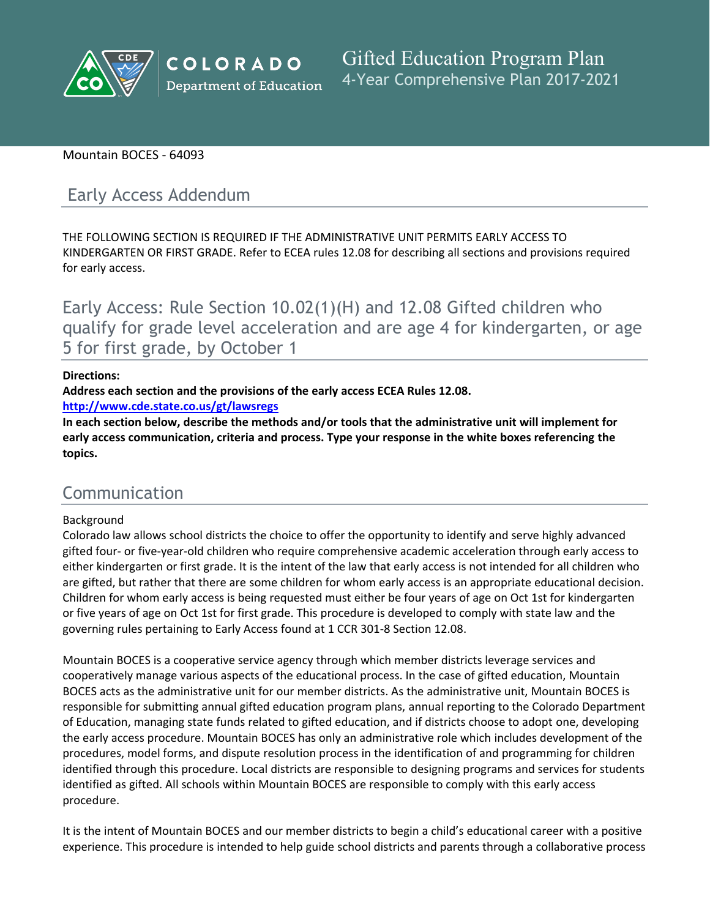# Gifted Education Program Plan

4-Year Comprehensive Plan 2017-2021

Mountain BOCES - 64093

## Early Access Addendum

THE FOLLOWING SECTION IS REQUIRED IF THE ADMINISTRATIVE UNIT PERMITS EARLY ACCESS TO KINDERGARTEN OR FIRST GRADE. Refer to ECEA rules 12.08 for describing all sections and provisions required for early access.

## Early Access: Rule Section 10.02(1)(H) and 12.08 Gifted children who qualify for grade level acceleration and are age 4 for kindergarten, or age 5 for first grade, by October 1

**Directions:**

**Address each section and the provisions of the early access ECEA Rules 12.08.**

**http://www.cde.state.co.us/gt/lawsregs**

**In each section below, describe the methods and/or tools that the administrative unit will implement for early access communication, criteria and process. Type your response in the white boxes referencing the topics.**

## Communication

Background

Colorado law allows school districts the choice to offer the opportunity to identify and serve highly advanced gifted four- or five-year-old children who require comprehensive academic acceleration through early access to either kindergarten or first grade. It is the intent of the law that early access is not intended for all children who are gifted, but rather that there are some children for whom early access is an appropriate educational decision. Children for whom early access is being requested must either be four years of age on Oct 1st for kindergarten or five years of age on Oct 1st for first grade. This procedure is developed to comply with state law and the governing rules pertaining to Early Access found at 1 CCR 301-8 Section 12.08.

Mountain BOCES is a cooperative service agency through which member districts leverage services and cooperatively manage various aspects of the educational process. In the case of gifted education, Mountain BOCES acts as the administrative unit for our member districts. As the administrative unit, Mountain BOCES is responsible for submitting annual gifted education program plans, annual reporting to the Colorado Department of Education, managing state funds related to gifted education, and if districts choose to adopt one, developing the early access procedure. Mountain BOCES has only an administrative role which includes development of the procedures, model forms, and dispute resolution process in the identification of and programming for children identified through this procedure. Local districts are responsible to designing programs and services for students identified as gifted. All schools within Mountain BOCES are responsible to comply with this early access procedure.

It is the intent of Mountain BOCES and our member districts to begin a child's educational career with a positive experience. This procedure is intended to help guide school districts and parents through a collaborative process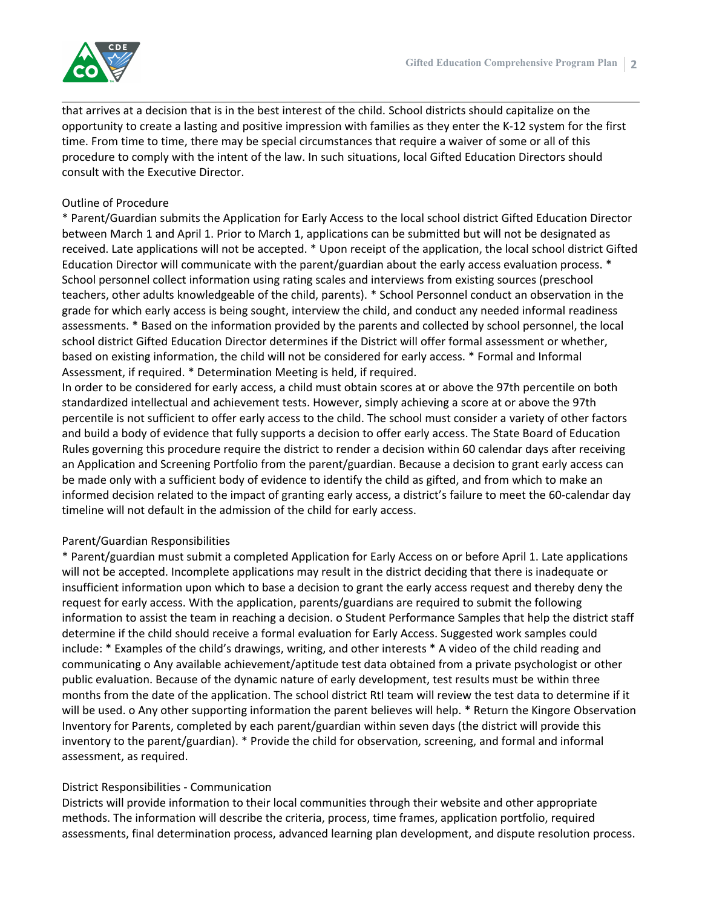that arrives at a decision that is in the best interest of the child. School districts should capitalize on the opportunity to create a lasting and positive impression with families as they enter the K-12 system for the first time. From time to time, there may be special circumstances that require a waiver of some or all of this procedure to comply with the intent of the law. In such situations, local Gifted Education Directors should consult with the Executive Director.

Outline of Procedure

* Parent/Guardian submits the Application for Early Access to the local school district Gifted Education Director between March 1 and April 1. Prior to March 1, applications can be submitted but will not be designated as received. Late applications will not be accepted. * Upon receipt of the application, the local school district Gifted Education Director will communicate with the parent/guardian about the early access evaluation process. * School personnel collect information using rating scales and interviews from existing sources (preschool teachers, other adults knowledgeable of the child, parents). * School Personnel conduct an observation in the grade for which early access is being sought, interview the child, and conduct any needed informal readiness assessments. * Based on the information provided by the parents and collected by school personnel, the local school district Gifted Education Director determines if the District will offer formal assessment or whether, based on existing information, the child will not be considered for early access. * Formal and Informal Assessment, if required. * Determination Meeting is held, if required.

In order to be considered for early access, a child must obtain scores at or above the 97th percentile on both standardized intellectual and achievement tests. However, simply achieving a score at or above the 97th percentile is not sufficient to offer early access to the child. The school must consider a variety of other factors and build a body of evidence that fully supports a decision to offer early access. The State Board of Education Rules governing this procedure require the district to render a decision within 60 calendar days after receiving an Application and Screening Portfolio from the parent/guardian. Because a decision to grant early access can be made only with a sufficient body of evidence to identify the child as gifted, and from which to make an informed decision related to the impact of granting early access, a district's failure to meet the 60-calendar day timeline will not default in the admission of the child for early access.

Parent/Guardian Responsibilities

* Parent/guardian must submit a completed Application for Early Access on or before April 1. Late applications will not be accepted. Incomplete applications may result in the district deciding that there is inadequate or insufficient information upon which to base a decision to grant the early access request and thereby deny the request for early access. With the application, parents/guardians are required to submit the following information to assist the team in reaching a decision. o Student Performance Samples that help the district staff determine if the child should receive a formal evaluation for Early Access. Suggested work samples could include: * Examples of the child's drawings, writing, and other interests * A video of the child reading and communicating o Any available achievement/aptitude test data obtained from a private psychologist or other public evaluation. Because of the dynamic nature of early development, test results must be within three months from the date of the application. The school district RtI team will review the test data to determine if it will be used. o Any other supporting information the parent believes will help. * Return the Kingore Observation Inventory for Parents, completed by each parent/guardian within seven days (the district will provide this inventory to the parent/guardian). * Provide the child for observation, screening, and formal and informal assessment, as required.

District Responsibilities - Communication

Districts will provide information to their local communities through their website and other appropriate methods. The information will describe the criteria, process, time frames, application portfolio, required assessments, final determination process, advanced learning plan development, and dispute resolution process.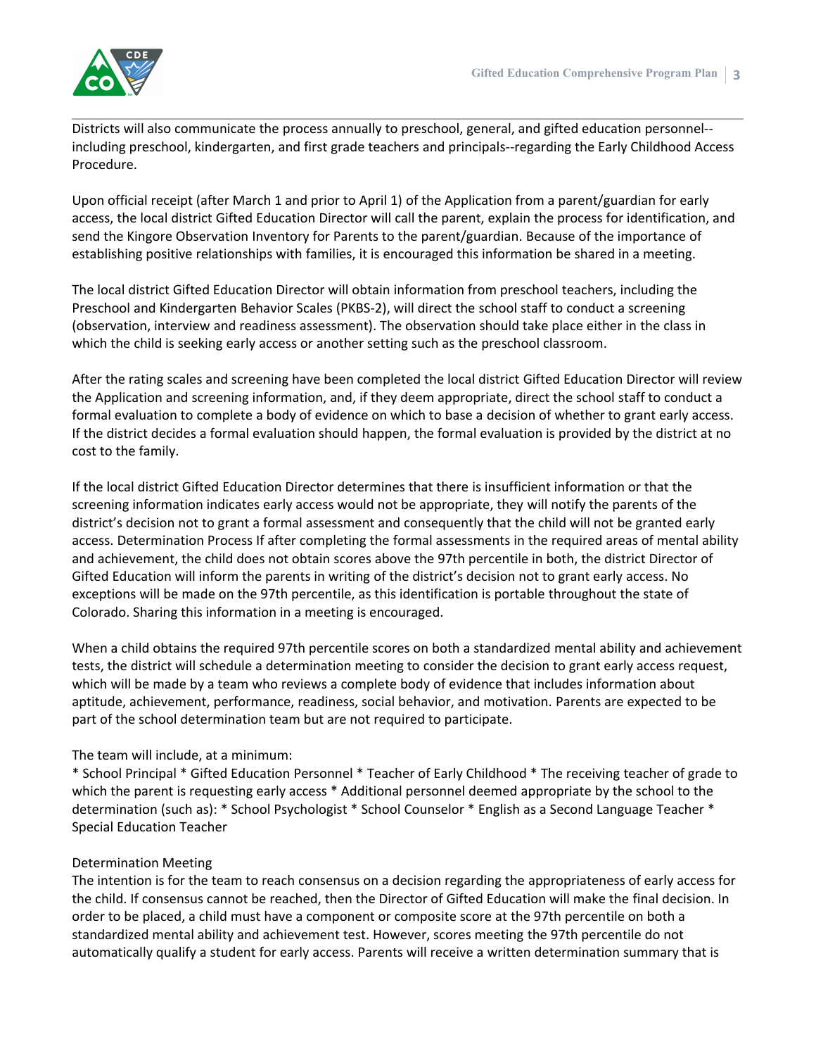Districts will also communicate the process annually to preschool, general, and gifted education personnel--including preschool, kindergarten, and first grade teachers and principals--regarding the Early Childhood Access Procedure.

Upon official receipt (after March 1 and prior to April 1) of the Application from a parent/guardian for early access, the local district Gifted Education Director will call the parent, explain the process for identification, and send the Kingore Observation Inventory for Parents to the parent/guardian. Because of the importance of establishing positive relationships with families, it is encouraged this information be shared in a meeting.

The local district Gifted Education Director will obtain information from preschool teachers, including the Preschool and Kindergarten Behavior Scales (PKBS-2), will direct the school staff to conduct a screening (observation, interview and readiness assessment). The observation should take place either in the class in which the child is seeking early access or another setting such as the preschool classroom.

After the rating scales and screening have been completed the local district Gifted Education Director will review the Application and screening information, and, if they deem appropriate, direct the school staff to conduct a formal evaluation to complete a body of evidence on which to base a decision of whether to grant early access. If the district decides a formal evaluation should happen, the formal evaluation is provided by the district at no cost to the family.

If the local district Gifted Education Director determines that there is insufficient information or that the screening information indicates early access would not be appropriate, they will notify the parents of the district's decision not to grant a formal assessment and consequently that the child will not be granted early access. Determination Process If after completing the formal assessments in the required areas of mental ability and achievement, the child does not obtain scores above the 97th percentile in both, the district Director of Gifted Education will inform the parents in writing of the district's decision not to grant early access. No exceptions will be made on the 97th percentile, as this identification is portable throughout the state of Colorado. Sharing this information in a meeting is encouraged.

When a child obtains the required 97th percentile scores on both a standardized mental ability and achievement tests, the district will schedule a determination meeting to consider the decision to grant early access request, which will be made by a team who reviews a complete body of evidence that includes information about aptitude, achievement, performance, readiness, social behavior, and motivation. Parents are expected to be part of the school determination team but are not required to participate.

The team will include, at a minimum:
* School Principal * Gifted Education Personnel * Teacher of Early Childhood * The receiving teacher of grade to which the parent is requesting early access * Additional personnel deemed appropriate by the school to the determination (such as): * School Psychologist * School Counselor * English as a Second Language Teacher * Special Education Teacher

Determination Meeting
The intention is for the team to reach consensus on a decision regarding the appropriateness of early access for the child. If consensus cannot be reached, then the Director of Gifted Education will make the final decision. In order to be placed, a child must have a component or composite score at the 97th percentile on both a standardized mental ability and achievement test. However, scores meeting the 97th percentile do not automatically qualify a student for early access. Parents will receive a written determination summary that is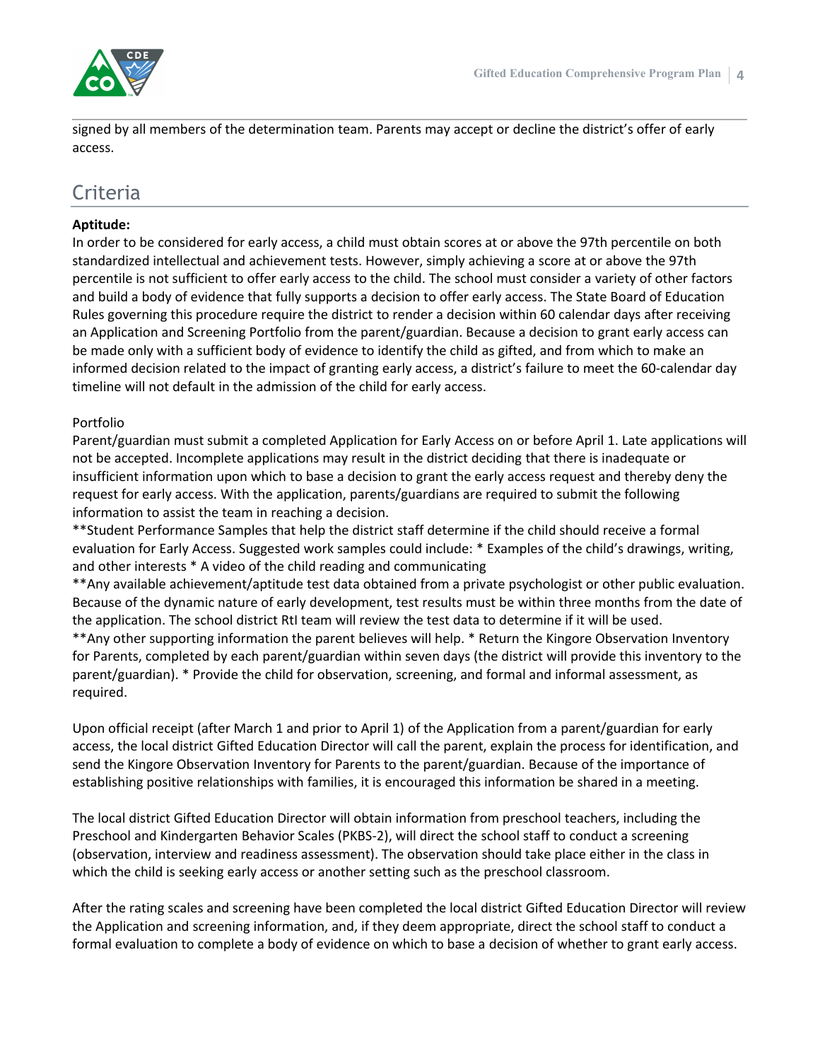signed by all members of the determination team. Parents may accept or decline the district's offer of early access.

## Criteria

**Aptitude:**

In order to be considered for early access, a child must obtain scores at or above the 97th percentile on both standardized intellectual and achievement tests. However, simply achieving a score at or above the 97th percentile is not sufficient to offer early access to the child. The school must consider a variety of other factors and build a body of evidence that fully supports a decision to offer early access. The State Board of Education Rules governing this procedure require the district to render a decision within 60 calendar days after receiving an Application and Screening Portfolio from the parent/guardian. Because a decision to grant early access can be made only with a sufficient body of evidence to identify the child as gifted, and from which to make an informed decision related to the impact of granting early access, a district's failure to meet the 60-calendar day timeline will not default in the admission of the child for early access.

Portfolio

Parent/guardian must submit a completed Application for Early Access on or before April 1. Late applications will not be accepted. Incomplete applications may result in the district deciding that there is inadequate or insufficient information upon which to base a decision to grant the early access request and thereby deny the request for early access. With the application, parents/guardians are required to submit the following information to assist the team in reaching a decision.

**Student Performance Samples that help the district staff determine if the child should receive a formal evaluation for Early Access. Suggested work samples could include: * Examples of the child's drawings, writing, and other interests * A video of the child reading and communicating

**Any available achievement/aptitude test data obtained from a private psychologist or other public evaluation. Because of the dynamic nature of early development, test results must be within three months from the date of the application. The school district RtI team will review the test data to determine if it will be used.

**Any other supporting information the parent believes will help. * Return the Kingore Observation Inventory for Parents, completed by each parent/guardian within seven days (the district will provide this inventory to the parent/guardian). * Provide the child for observation, screening, and formal and informal assessment, as required.

Upon official receipt (after March 1 and prior to April 1) of the Application from a parent/guardian for early access, the local district Gifted Education Director will call the parent, explain the process for identification, and send the Kingore Observation Inventory for Parents to the parent/guardian. Because of the importance of establishing positive relationships with families, it is encouraged this information be shared in a meeting.

The local district Gifted Education Director will obtain information from preschool teachers, including the Preschool and Kindergarten Behavior Scales (PKBS-2), will direct the school staff to conduct a screening (observation, interview and readiness assessment). The observation should take place either in the class in which the child is seeking early access or another setting such as the preschool classroom.

After the rating scales and screening have been completed the local district Gifted Education Director will review the Application and screening information, and, if they deem appropriate, direct the school staff to conduct a formal evaluation to complete a body of evidence on which to base a decision of whether to grant early access.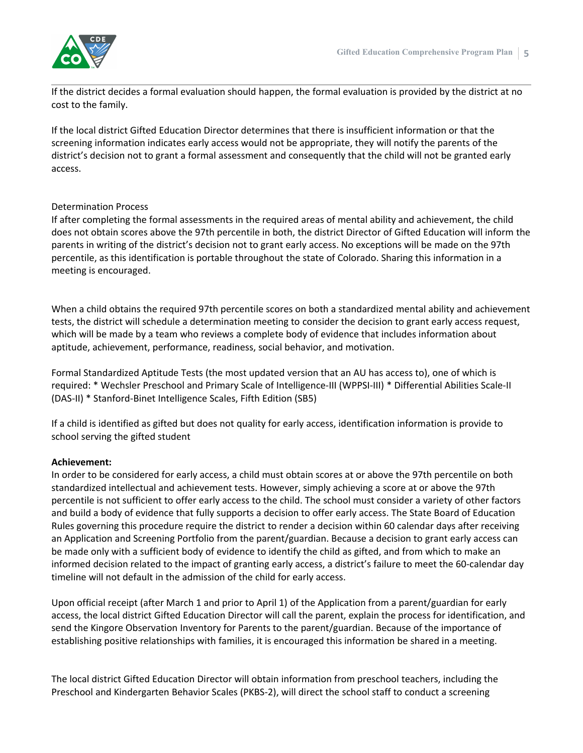If the district decides a formal evaluation should happen, the formal evaluation is provided by the district at no cost to the family.

If the local district Gifted Education Director determines that there is insufficient information or that the screening information indicates early access would not be appropriate, they will notify the parents of the district's decision not to grant a formal assessment and consequently that the child will not be granted early access.

Determination Process

If after completing the formal assessments in the required areas of mental ability and achievement, the child does not obtain scores above the 97th percentile in both, the district Director of Gifted Education will inform the parents in writing of the district's decision not to grant early access. No exceptions will be made on the 97th percentile, as this identification is portable throughout the state of Colorado. Sharing this information in a meeting is encouraged.

When a child obtains the required 97th percentile scores on both a standardized mental ability and achievement tests, the district will schedule a determination meeting to consider the decision to grant early access request, which will be made by a team who reviews a complete body of evidence that includes information about aptitude, achievement, performance, readiness, social behavior, and motivation.

Formal Standardized Aptitude Tests (the most updated version that an AU has access to), one of which is required: * Wechsler Preschool and Primary Scale of Intelligence-III (WPPSI-III) * Differential Abilities Scale-II (DAS-II) * Stanford-Binet Intelligence Scales, Fifth Edition (SB5)

If a child is identified as gifted but does not quality for early access, identification information is provide to school serving the gifted student

**Achievement:**

In order to be considered for early access, a child must obtain scores at or above the 97th percentile on both standardized intellectual and achievement tests. However, simply achieving a score at or above the 97th percentile is not sufficient to offer early access to the child. The school must consider a variety of other factors and build a body of evidence that fully supports a decision to offer early access. The State Board of Education Rules governing this procedure require the district to render a decision within 60 calendar days after receiving an Application and Screening Portfolio from the parent/guardian. Because a decision to grant early access can be made only with a sufficient body of evidence to identify the child as gifted, and from which to make an informed decision related to the impact of granting early access, a district's failure to meet the 60-calendar day timeline will not default in the admission of the child for early access.

Upon official receipt (after March 1 and prior to April 1) of the Application from a parent/guardian for early access, the local district Gifted Education Director will call the parent, explain the process for identification, and send the Kingore Observation Inventory for Parents to the parent/guardian. Because of the importance of establishing positive relationships with families, it is encouraged this information be shared in a meeting.

The local district Gifted Education Director will obtain information from preschool teachers, including the Preschool and Kindergarten Behavior Scales (PKBS-2), will direct the school staff to conduct a screening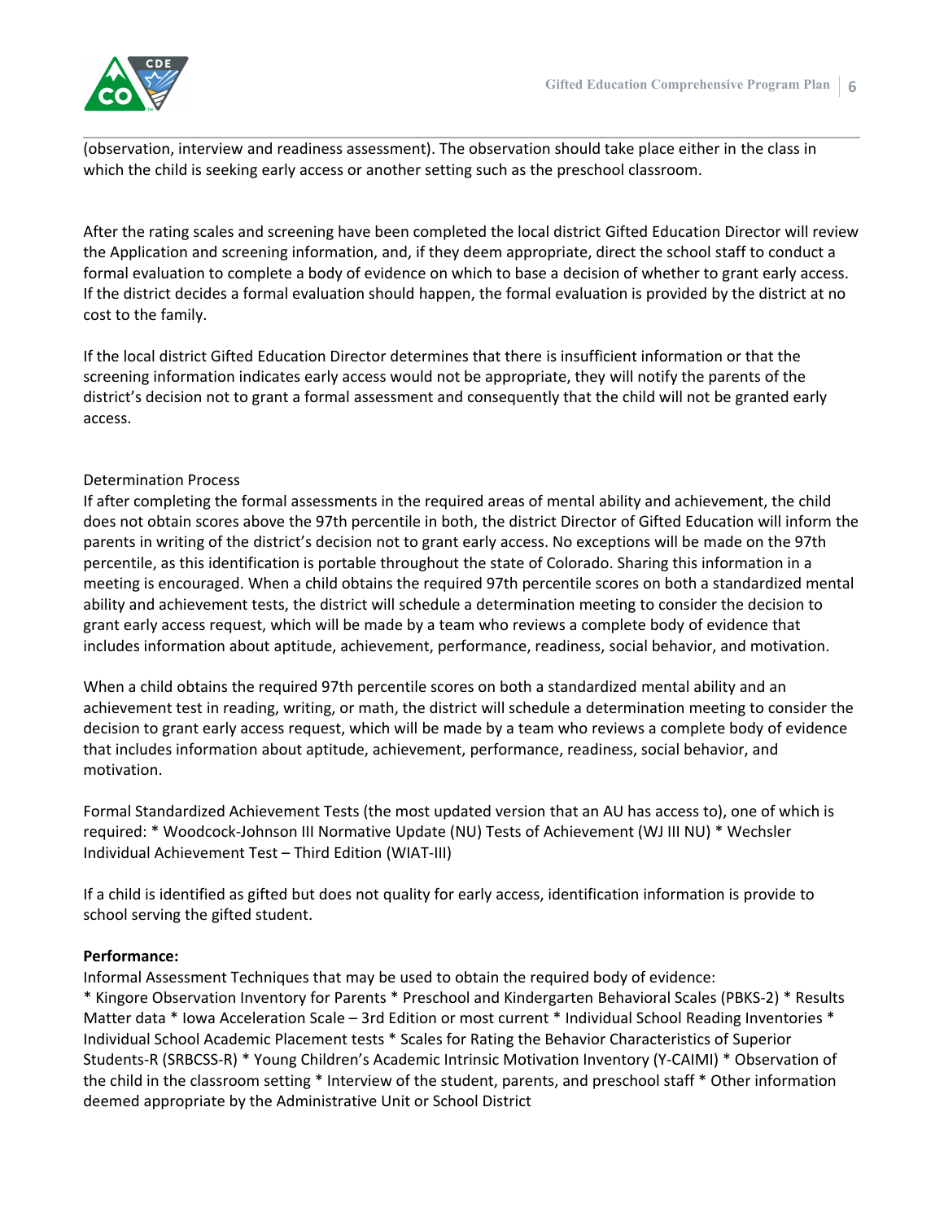(observation, interview and readiness assessment). The observation should take place either in the class in which the child is seeking early access or another setting such as the preschool classroom.

After the rating scales and screening have been completed the local district Gifted Education Director will review the Application and screening information, and, if they deem appropriate, direct the school staff to conduct a formal evaluation to complete a body of evidence on which to base a decision of whether to grant early access. If the district decides a formal evaluation should happen, the formal evaluation is provided by the district at no cost to the family.

If the local district Gifted Education Director determines that there is insufficient information or that the screening information indicates early access would not be appropriate, they will notify the parents of the district's decision not to grant a formal assessment and consequently that the child will not be granted early access.

Determination Process

If after completing the formal assessments in the required areas of mental ability and achievement, the child does not obtain scores above the 97th percentile in both, the district Director of Gifted Education will inform the parents in writing of the district's decision not to grant early access. No exceptions will be made on the 97th percentile, as this identification is portable throughout the state of Colorado. Sharing this information in a meeting is encouraged. When a child obtains the required 97th percentile scores on both a standardized mental ability and achievement tests, the district will schedule a determination meeting to consider the decision to grant early access request, which will be made by a team who reviews a complete body of evidence that includes information about aptitude, achievement, performance, readiness, social behavior, and motivation.

When a child obtains the required 97th percentile scores on both a standardized mental ability and an achievement test in reading, writing, or math, the district will schedule a determination meeting to consider the decision to grant early access request, which will be made by a team who reviews a complete body of evidence that includes information about aptitude, achievement, performance, readiness, social behavior, and motivation.

Formal Standardized Achievement Tests (the most updated version that an AU has access to), one of which is required: * Woodcock-Johnson III Normative Update (NU) Tests of Achievement (WJ III NU) * Wechsler Individual Achievement Test – Third Edition (WIAT-III)

If a child is identified as gifted but does not quality for early access, identification information is provide to school serving the gifted student.

**Performance:**

Informal Assessment Techniques that may be used to obtain the required body of evidence:
* Kingore Observation Inventory for Parents * Preschool and Kindergarten Behavioral Scales (PBKS-2) * Results Matter data * Iowa Acceleration Scale – 3rd Edition or most current * Individual School Reading Inventories * Individual School Academic Placement tests * Scales for Rating the Behavior Characteristics of Superior Students-R (SRBCSS-R) * Young Children's Academic Intrinsic Motivation Inventory (Y-CAIMI) * Observation of the child in the classroom setting * Interview of the student, parents, and preschool staff * Other information deemed appropriate by the Administrative Unit or School District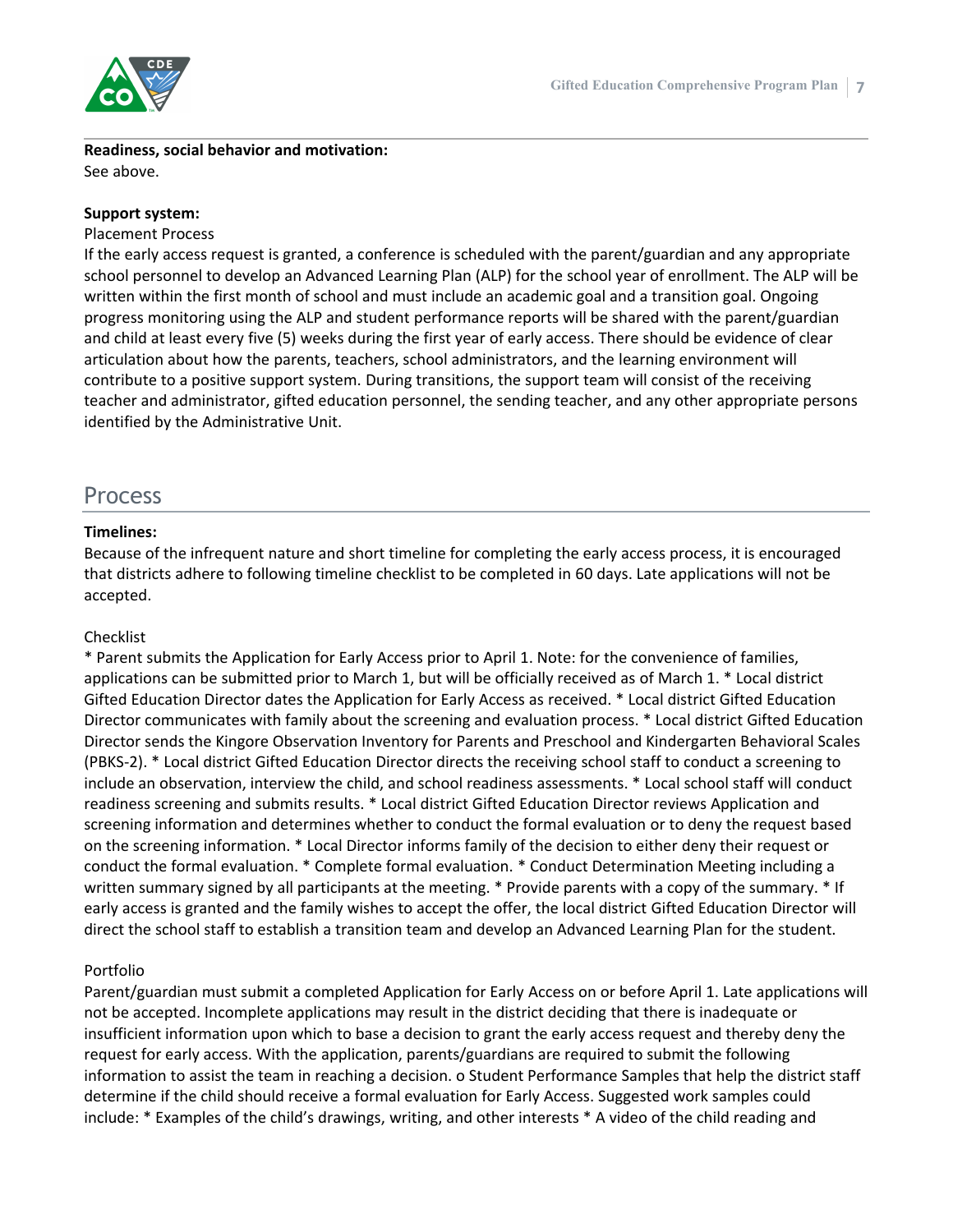**Readiness, social behavior and motivation:**
See above.

**Support system:**
Placement Process
If the early access request is granted, a conference is scheduled with the parent/guardian and any appropriate school personnel to develop an Advanced Learning Plan (ALP) for the school year of enrollment. The ALP will be written within the first month of school and must include an academic goal and a transition goal. Ongoing progress monitoring using the ALP and student performance reports will be shared with the parent/guardian and child at least every five (5) weeks during the first year of early access. There should be evidence of clear articulation about how the parents, teachers, school administrators, and the learning environment will contribute to a positive support system. During transitions, the support team will consist of the receiving teacher and administrator, gifted education personnel, the sending teacher, and any other appropriate persons identified by the Administrative Unit.

## Process

**Timelines:**
Because of the infrequent nature and short timeline for completing the early access process, it is encouraged that districts adhere to following timeline checklist to be completed in 60 days. Late applications will not be accepted.

Checklist
* Parent submits the Application for Early Access prior to April 1. Note: for the convenience of families, applications can be submitted prior to March 1, but will be officially received as of March 1. * Local district Gifted Education Director dates the Application for Early Access as received. * Local district Gifted Education Director communicates with family about the screening and evaluation process. * Local district Gifted Education Director sends the Kingore Observation Inventory for Parents and Preschool and Kindergarten Behavioral Scales (PBKS-2). * Local district Gifted Education Director directs the receiving school staff to conduct a screening to include an observation, interview the child, and school readiness assessments. * Local school staff will conduct readiness screening and submits results. * Local district Gifted Education Director reviews Application and screening information and determines whether to conduct the formal evaluation or to deny the request based on the screening information. * Local Director informs family of the decision to either deny their request or conduct the formal evaluation. * Complete formal evaluation. * Conduct Determination Meeting including a written summary signed by all participants at the meeting. * Provide parents with a copy of the summary. * If early access is granted and the family wishes to accept the offer, the local district Gifted Education Director will direct the school staff to establish a transition team and develop an Advanced Learning Plan for the student.

Portfolio
Parent/guardian must submit a completed Application for Early Access on or before April 1. Late applications will not be accepted. Incomplete applications may result in the district deciding that there is inadequate or insufficient information upon which to base a decision to grant the early access request and thereby deny the request for early access. With the application, parents/guardians are required to submit the following information to assist the team in reaching a decision. o Student Performance Samples that help the district staff determine if the child should receive a formal evaluation for Early Access. Suggested work samples could include: * Examples of the child's drawings, writing, and other interests * A video of the child reading and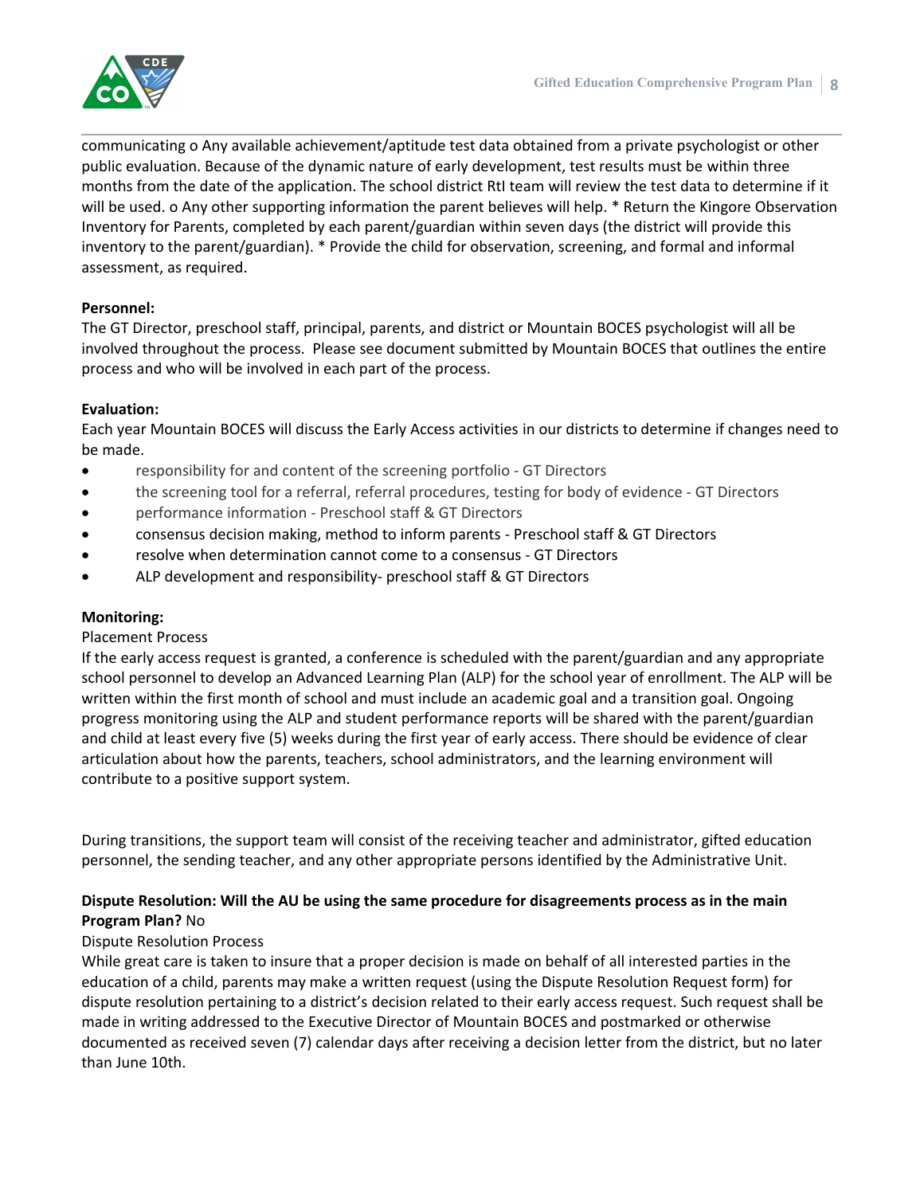communicating o Any available achievement/aptitude test data obtained from a private psychologist or other public evaluation. Because of the dynamic nature of early development, test results must be within three months from the date of the application. The school district RtI team will review the test data to determine if it will be used. o Any other supporting information the parent believes will help. * Return the Kingore Observation Inventory for Parents, completed by each parent/guardian within seven days (the district will provide this inventory to the parent/guardian). * Provide the child for observation, screening, and formal and informal assessment, as required.

**Personnel:**
The GT Director, preschool staff, principal, parents, and district or Mountain BOCES psychologist will all be involved throughout the process. Please see document submitted by Mountain BOCES that outlines the entire process and who will be involved in each part of the process.

**Evaluation:**
Each year Mountain BOCES will discuss the Early Access activities in our districts to determine if changes need to be made.

- responsibility for and content of the screening portfolio - GT Directors
- the screening tool for a referral, referral procedures, testing for body of evidence - GT Directors
- performance information - Preschool staff & GT Directors
- consensus decision making, method to inform parents - Preschool staff & GT Directors
- resolve when determination cannot come to a consensus - GT Directors
- ALP development and responsibility- preschool staff & GT Directors

**Monitoring:**
Placement Process
If the early access request is granted, a conference is scheduled with the parent/guardian and any appropriate school personnel to develop an Advanced Learning Plan (ALP) for the school year of enrollment. The ALP will be written within the first month of school and must include an academic goal and a transition goal. Ongoing progress monitoring using the ALP and student performance reports will be shared with the parent/guardian and child at least every five (5) weeks during the first year of early access. There should be evidence of clear articulation about how the parents, teachers, school administrators, and the learning environment will contribute to a positive support system.

During transitions, the support team will consist of the receiving teacher and administrator, gifted education personnel, the sending teacher, and any other appropriate persons identified by the Administrative Unit.

**Dispute Resolution: Will the AU be using the same procedure for disagreements process as in the main Program Plan?** No
Dispute Resolution Process
While great care is taken to insure that a proper decision is made on behalf of all interested parties in the education of a child, parents may make a written request (using the Dispute Resolution Request form) for dispute resolution pertaining to a district's decision related to their early access request. Such request shall be made in writing addressed to the Executive Director of Mountain BOCES and postmarked or otherwise documented as received seven (7) calendar days after receiving a decision letter from the district, but no later than June 10th.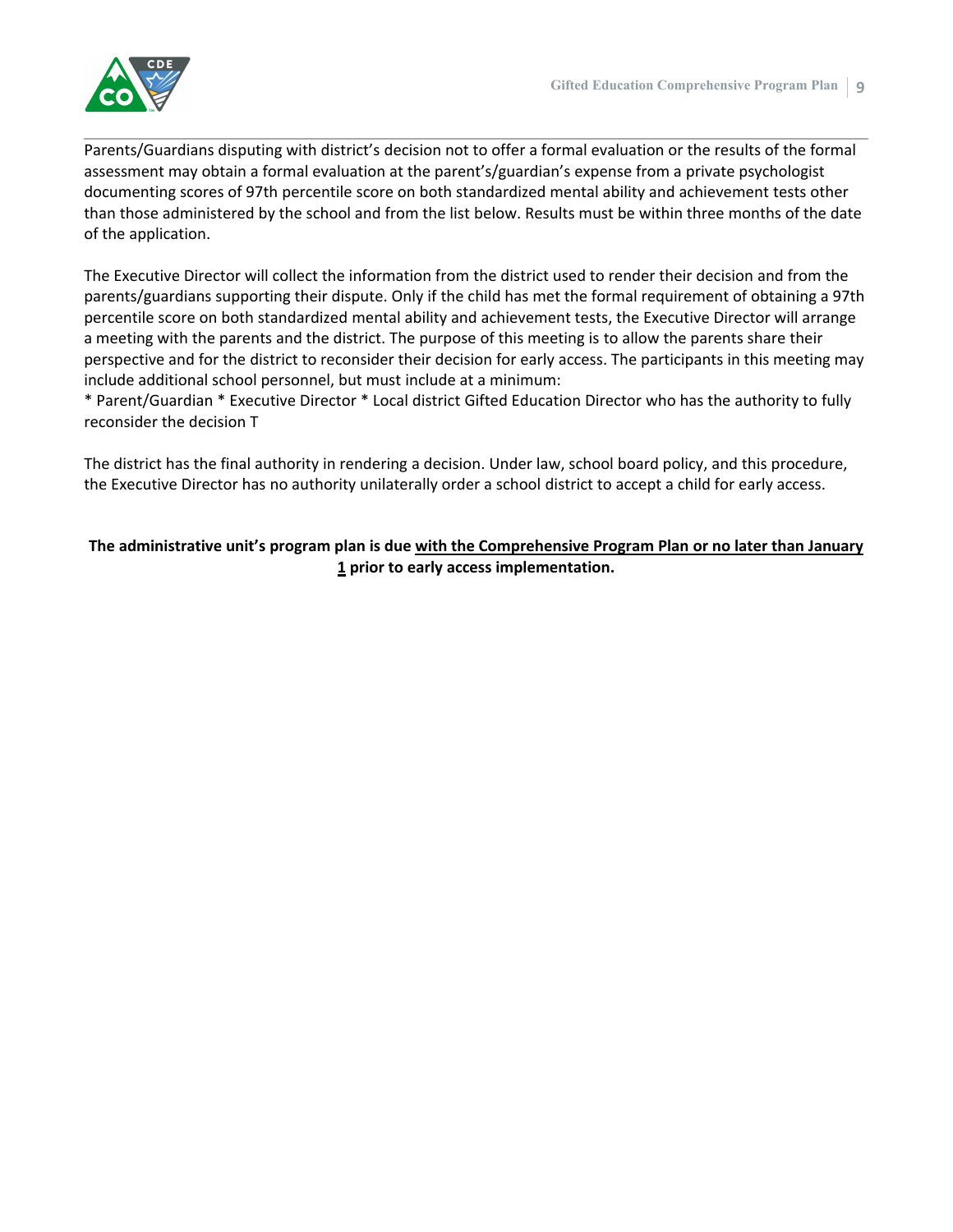Parents/Guardians disputing with district's decision not to offer a formal evaluation or the results of the formal assessment may obtain a formal evaluation at the parent's/guardian's expense from a private psychologist documenting scores of 97th percentile score on both standardized mental ability and achievement tests other than those administered by the school and from the list below. Results must be within three months of the date of the application.

The Executive Director will collect the information from the district used to render their decision and from the parents/guardians supporting their dispute. Only if the child has met the formal requirement of obtaining a 97th percentile score on both standardized mental ability and achievement tests, the Executive Director will arrange a meeting with the parents and the district. The purpose of this meeting is to allow the parents share their perspective and for the district to reconsider their decision for early access. The participants in this meeting may include additional school personnel, but must include at a minimum:
* Parent/Guardian * Executive Director * Local district Gifted Education Director who has the authority to fully reconsider the decision T

The district has the final authority in rendering a decision. Under law, school board policy, and this procedure, the Executive Director has no authority unilaterally order a school district to accept a child for early access.

**The administrative unit's program plan is due <u>with the Comprehensive Program Plan or no later than January 1</u> prior to early access implementation.**